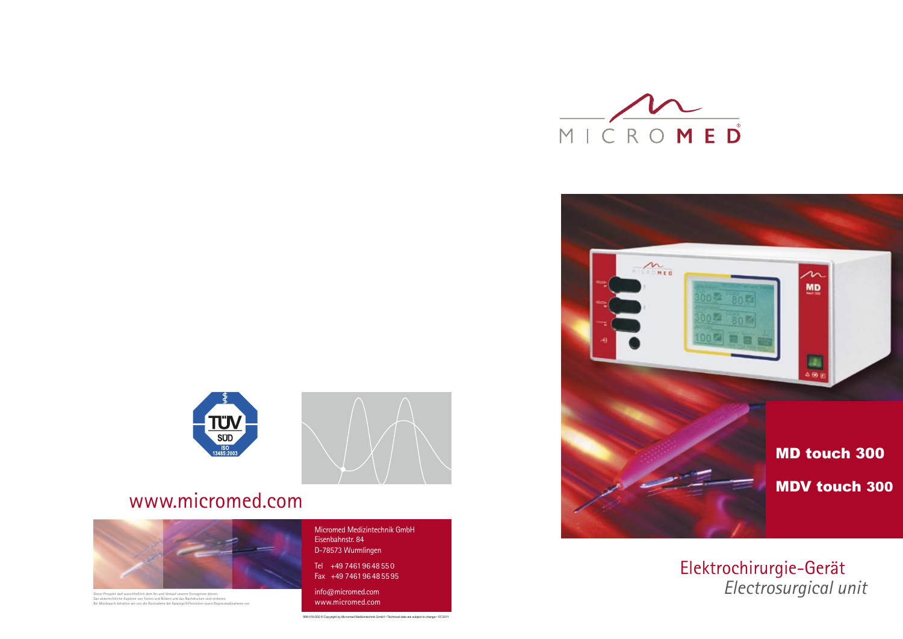MICROMED

## MD touch 300

## MDV touch 300

# Elektrochirurgie-Gerät

*Electrosurgical unit*

TÜV SÜD ISO 13485:2003

www.micromed.com

Micromed Medizintechnik GmbH
Eisenbahnstr. 84
D-78573 Wurmlingen

Tel +49 7461 96 48 55 0
Fax +49 7461 96 48 55 95

info@micromed.com
www.micromed.com

Dieser Prospekt darf ausschließlich dem An- und Verkauf unserer Erzeugnisse dienen.
Das widerrechtliche Kopieren von Texten und Bildern und das Nachdrucken sind verboten.
Bei Missbrauch behalten wir uns die Rücknahme der Kataloge/Preislisten sowie Regressmaßnahmen vor.

999-016-002 © Copyright by Micromed Medizintechnik GmbH • Technical data are subject to change • 07.2011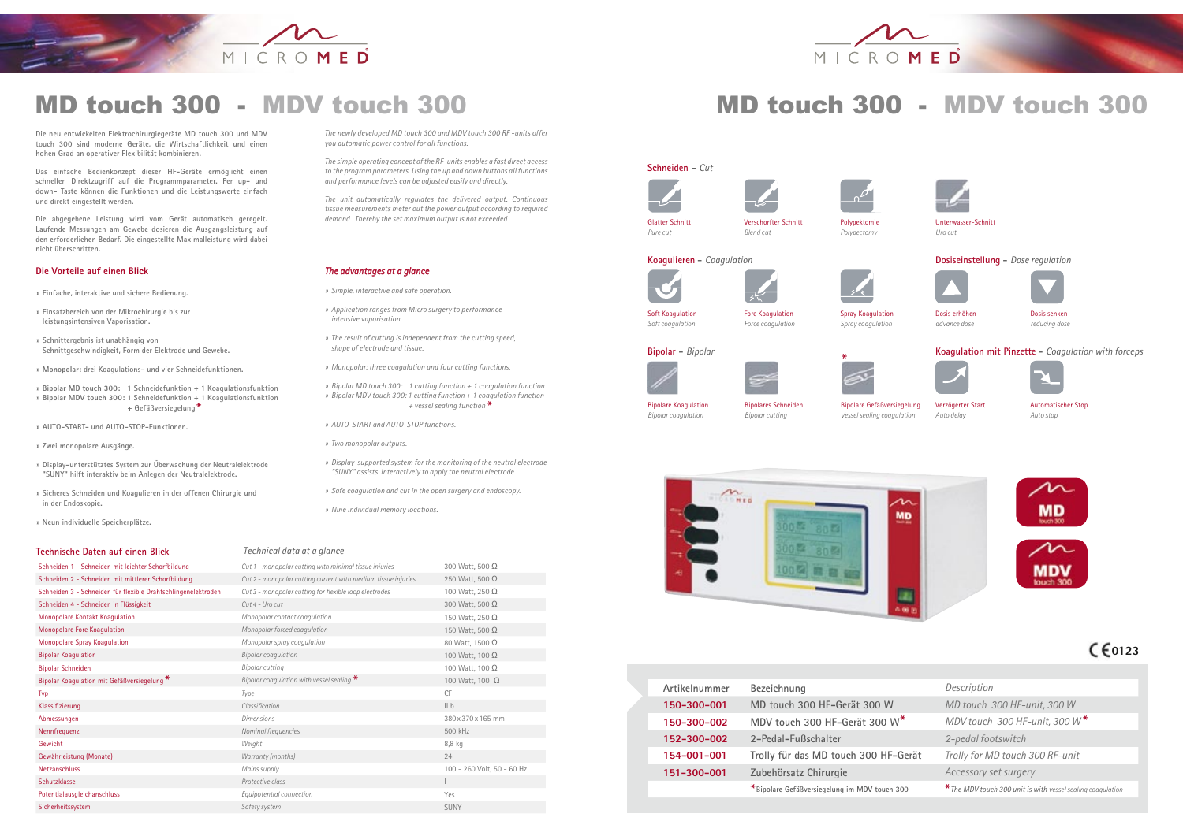# MD touch 300 - MDV touch 300

Die neu entwickelten Elektrochirurgiegeräte MD touch 300 und MDV touch 300 sind moderne Geräte, die Wirtschaftlichkeit und einen hohen Grad an operativer Flexibilität kombinieren.

Das einfache Bedienkonzept dieser HF-Geräte ermöglicht einen schnellen Direktzugriff auf die Programmparameter. Per up- und down- Taste können die Funktionen und die Leistungswerte einfach und direkt eingestellt werden.

Die abgegebene Leistung wird vom Gerät automatisch geregelt. Laufende Messungen am Gewebe dosieren die Ausgangsleistung auf den erforderlichen Bedarf. Die eingestellte Maximalleistung wird dabei nicht überschritten.

*The newly developed MD touch 300 and MDV touch 300 RF -units offer you automatic power control for all functions.*

*The simple operating concept of the RF-units enables a fast direct access to the program parameters. Using the up and down buttons all functions and performance levels can be adjusted easily and directly.*

*The unit automatically regulates the delivered output. Continuous tissue measurements meter out the power output according to required demand. Thereby the set maximum output is not exceeded.*

## Die Vorteile auf einen Blick

» Einfache, interaktive und sichere Bedienung.

» Einsatzbereich von der Mikrochirurgie bis zur leistungsintensiven Vaporisation.

» Schnittergebnis ist unabhängig von Schnittgeschwindigkeit, Form der Elektrode und Gewebe.

» **Monopolar:** drei Koagulations- und vier Schneidefunktionen.

» **Bipolar MD touch 300:** 1 Schneidefunktion + 1 Koagulationsfunktion
» **Bipolar MDV touch 300:** 1 Schneidefunktion + 1 Koagulationsfunktion + Gefäßversiegelung*

» AUTO-START- und AUTO-STOP-Funktionen.

» Zwei monopolare Ausgänge.

» Display-unterstütztes System zur Überwachung der Neutralelektrode "SUNY" hilft interaktiv beim Anlegen der Neutralelektrode.

» Sicheres Schneiden und Koagulieren in der offenen Chirurgie und in der Endoskopie.

» Neun individuelle Speicherplätze.

## *The advantages at a glance*

*» Simple, interactive and safe operation.*

*» Application ranges from Micro surgery to performance intensive vaporisation.*

*» The result of cutting is independent from the cutting speed, shape of electrode and tissue.*

*» Monopolar: three coagulation and four cutting functions.*

*» Bipolar MD touch 300: 1 cutting function + 1 coagulation function*
*» Bipolar MDV touch 300: 1 cutting function + 1 coagulation function + vessel sealing function**

*» AUTO-START and AUTO-STOP functions.*

*» Two monopolar outputs.*

*» Display-supported system for the monitoring of the neutral electrode "SUNY" assists interactively to apply the neutral electrode.*

*» Safe coagulation and cut in the open surgery and endoscopy.*

*» Nine individual memory locations.*

## Technische Daten auf einen Blick / *Technical data at a glance*

| | | |
|---|---|---|
| Schneiden 1 - Schneiden mit leichter Schorfbildung | *Cut 1 - monopolar cutting with minimal tissue injuries* | 300 Watt, 500 Ω |
| Schneiden 2 - Schneiden mit mittlerer Schorfbildung | *Cut 2 - monopolar cutting current with medium tissue injuries* | 250 Watt, 500 Ω |
| Schneiden 3 - Schneiden für flexible Drahtschlingenelektroden | *Cut 3 - monopolar cutting for flexible loop electrodes* | 100 Watt, 250 Ω |
| Schneiden 4 - Schneiden in Flüssigkeit | *Cut 4 - Uro cut* | 300 Watt, 500 Ω |
| Monopolare Kontakt Koagulation | *Monopolar contact coagulation* | 150 Watt, 250 Ω |
| Monopolare Forc Koagulation | *Monopolar forced coagulation* | 150 Watt, 500 Ω |
| Monopolare Spray Koagulation | *Monopolar spray coagulation* | 80 Watt, 1500 Ω |
| Bipolar Koagulation | *Bipolar coagulation* | 100 Watt, 100 Ω |
| Bipolar Schneiden | *Bipolar cutting* | 100 Watt, 100 Ω |
| Bipolar Koagulation mit Gefäßversiegelung* | *Bipolar coagulation with vessel sealing** | 100 Watt, 100 Ω |
| Typ | *Type* | CF |
| Klassifizierung | *Classification* | II b |
| Abmessungen | *Dimensions* | 380 x 370 x 165 mm |
| Nennfrequenz | *Nominal frequencies* | 500 kHz |
| Gewicht | *Weight* | 8,8 kg |
| Gewährleistung (Monate) | *Warranty (months)* | 24 |
| Netzanschluss | *Mains supply* | 100 - 260 Volt, 50 - 60 Hz |
| Schutzklasse | *Protective class* | I |
| Potentialausgleichanschluss | *Equipotential connection* | Yes |
| Sicherheitssystem | *Safety system* | SUNY |

## Schneiden - *Cut*

Glatter Schnitt – *Pure cut*
Verschorfter Schnitt – *Blend cut*
Polypektomie – *Polypectomy*
Unterwasser-Schnitt – *Uro cut*

## Koagulieren - *Coagulation*

Soft Koagulation – *Soft coagulation*
Forc Koagulation – *Force coagulation*
Spray Koagulation – *Spray coagulation*

## Dosiseinstellung - *Dose regulation*

Dosis erhöhen – *advance dose*
Dosis senken – *reducing dose*

## Bipolar - *Bipolar*

Bipolare Koagulation – *Bipolar coagulation*
Bipolares Schneiden – *Bipolar cutting*
Bipolare Gefäßversiegelung* – *Vessel sealing coagulation*

## Koagulation mit Pinzette - *Coagulation with forceps*

Verzögerter Start – *Auto delay*
Automatischer Stop – *Auto stop*

CE 0123

| Artikelnummer | Bezeichnung | *Description* |
|---|---|---|
| **150-300-001** | MD touch 300 HF-Gerät 300 W | *MD touch 300 HF-unit, 300 W* |
| **150-300-002** | MDV touch 300 HF-Gerät 300 W* | *MDV touch 300 HF-unit, 300 W** |
| **152-300-002** | 2-Pedal-Fußschalter | *2-pedal footswitch* |
| **154-001-001** | Trolly für das MD touch 300 HF-Gerät | *Trolly for MD touch 300 RF-unit* |
| **151-300-001** | Zubehörsatz Chirurgie | *Accessory set surgery* |
| | *Bipolare Gefäßversiegelung im MDV touch 300 | **The MDV touch 300 unit is with vessel sealing coagulation* |